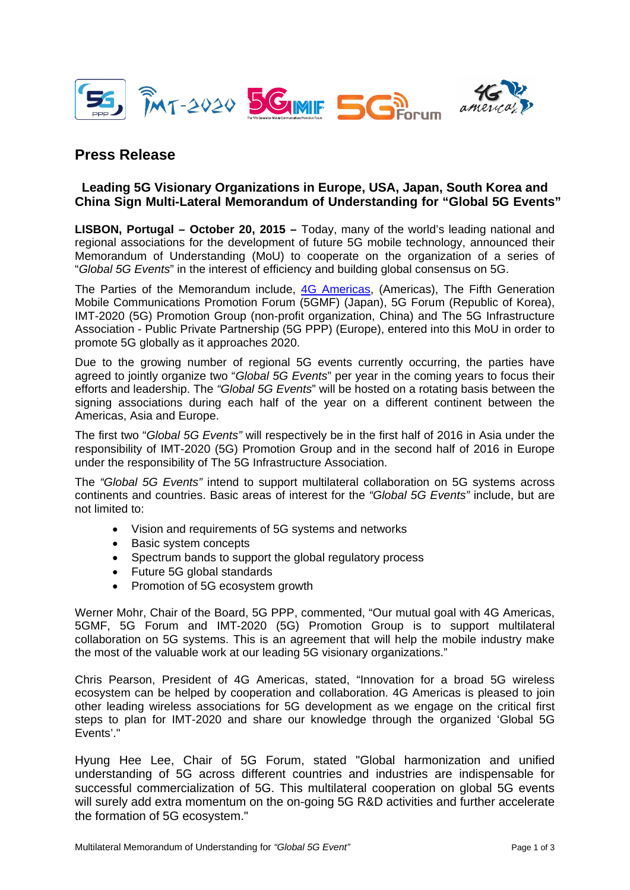## Press Release

### Leading 5G Visionary Organizations in Europe, USA, Japan, South Korea and China Sign Multi-Lateral Memorandum of Understanding for "Global 5G Events"

**LISBON, Portugal – October 20, 2015 –** Today, many of the world's leading national and regional associations for the development of future 5G mobile technology, announced their Memorandum of Understanding (MoU) to cooperate on the organization of a series of "*Global 5G Events*" in the interest of efficiency and building global consensus on 5G.

The Parties of the Memorandum include, 4G Americas, (Americas), The Fifth Generation Mobile Communications Promotion Forum (5GMF) (Japan), 5G Forum (Republic of Korea), IMT-2020 (5G) Promotion Group (non-profit organization, China) and The 5G Infrastructure Association - Public Private Partnership (5G PPP) (Europe), entered into this MoU in order to promote 5G globally as it approaches 2020.

Due to the growing number of regional 5G events currently occurring, the parties have agreed to jointly organize two "*Global 5G Events*" per year in the coming years to focus their efforts and leadership. The *"Global 5G Events*" will be hosted on a rotating basis between the signing associations during each half of the year on a different continent between the Americas, Asia and Europe.

The first two "*Global 5G Events"* will respectively be in the first half of 2016 in Asia under the responsibility of IMT-2020 (5G) Promotion Group and in the second half of 2016 in Europe under the responsibility of The 5G Infrastructure Association.

The *"Global 5G Events"* intend to support multilateral collaboration on 5G systems across continents and countries. Basic areas of interest for the *"Global 5G Events"* include, but are not limited to:

- Vision and requirements of 5G systems and networks
- Basic system concepts
- Spectrum bands to support the global regulatory process
- Future 5G global standards
- Promotion of 5G ecosystem growth

Werner Mohr, Chair of the Board, 5G PPP, commented, "Our mutual goal with 4G Americas, 5GMF, 5G Forum and IMT-2020 (5G) Promotion Group is to support multilateral collaboration on 5G systems. This is an agreement that will help the mobile industry make the most of the valuable work at our leading 5G visionary organizations."

Chris Pearson, President of 4G Americas, stated, "Innovation for a broad 5G wireless ecosystem can be helped by cooperation and collaboration. 4G Americas is pleased to join other leading wireless associations for 5G development as we engage on the critical first steps to plan for IMT-2020 and share our knowledge through the organized 'Global 5G Events'."

Hyung Hee Lee, Chair of 5G Forum, stated "Global harmonization and unified understanding of 5G across different countries and industries are indispensable for successful commercialization of 5G. This multilateral cooperation on global 5G events will surely add extra momentum on the on-going 5G R&D activities and further accelerate the formation of 5G ecosystem."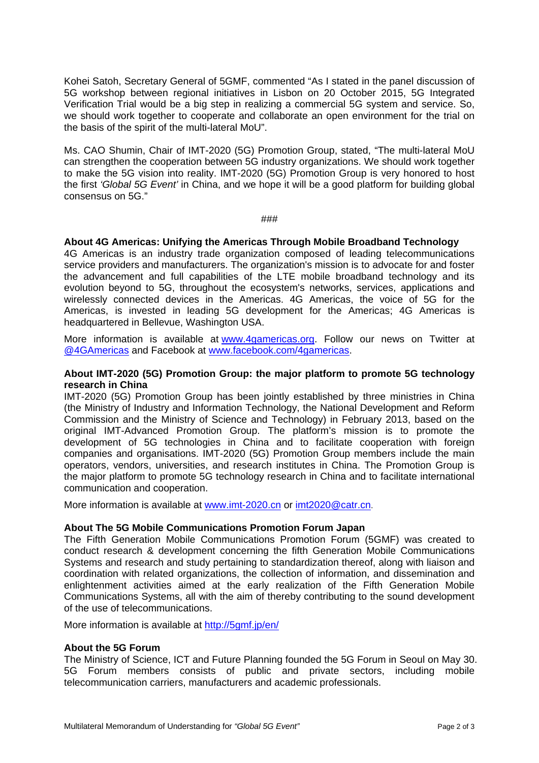Kohei Satoh, Secretary General of 5GMF, commented "As I stated in the panel discussion of 5G workshop between regional initiatives in Lisbon on 20 October 2015, 5G Integrated Verification Trial would be a big step in realizing a commercial 5G system and service. So, we should work together to cooperate and collaborate an open environment for the trial on the basis of the spirit of the multi-lateral MoU".

Ms. CAO Shumin, Chair of IMT-2020 (5G) Promotion Group, stated, "The multi-lateral MoU can strengthen the cooperation between 5G industry organizations. We should work together to make the 5G vision into reality. IMT-2020 (5G) Promotion Group is very honored to host the first *'Global 5G Event'* in China, and we hope it will be a good platform for building global consensus on 5G."

###

**About 4G Americas: Unifying the Americas Through Mobile Broadband Technology**

4G Americas is an industry trade organization composed of leading telecommunications service providers and manufacturers. The organization's mission is to advocate for and foster the advancement and full capabilities of the LTE mobile broadband technology and its evolution beyond to 5G, throughout the ecosystem's networks, services, applications and wirelessly connected devices in the Americas. 4G Americas, the voice of 5G for the Americas, is invested in leading 5G development for the Americas; 4G Americas is headquartered in Bellevue, Washington USA.

More information is available at [www.4gamericas.org](http://www.4gamericas.org). Follow our news on Twitter at [@4GAmericas](https://twitter.com/4GAmericas) and Facebook at [www.facebook.com/4gamericas](http://www.facebook.com/4gamericas).

**About IMT-2020 (5G) Promotion Group: the major platform to promote 5G technology research in China**

IMT-2020 (5G) Promotion Group has been jointly established by three ministries in China (the Ministry of Industry and Information Technology, the National Development and Reform Commission and the Ministry of Science and Technology) in February 2013, based on the original IMT-Advanced Promotion Group. The platform's mission is to promote the development of 5G technologies in China and to facilitate cooperation with foreign companies and organisations. IMT-2020 (5G) Promotion Group members include the main operators, vendors, universities, and research institutes in China. The Promotion Group is the major platform to promote 5G technology research in China and to facilitate international communication and cooperation.

More information is available at [www.imt-2020.cn](http://www.imt-2020.cn) or [imt2020@catr.cn](mailto:imt2020@catr.cn).

**About The 5G Mobile Communications Promotion Forum Japan**

The Fifth Generation Mobile Communications Promotion Forum (5GMF) was created to conduct research & development concerning the fifth Generation Mobile Communications Systems and research and study pertaining to standardization thereof, along with liaison and coordination with related organizations, the collection of information, and dissemination and enlightenment activities aimed at the early realization of the Fifth Generation Mobile Communications Systems, all with the aim of thereby contributing to the sound development of the use of telecommunications.

More information is available at [http://5gmf.jp/en/](http://5gmf.jp/en/)

**About the 5G Forum**

The Ministry of Science, ICT and Future Planning founded the 5G Forum in Seoul on May 30. 5G Forum members consists of public and private sectors, including mobile telecommunication carriers, manufacturers and academic professionals.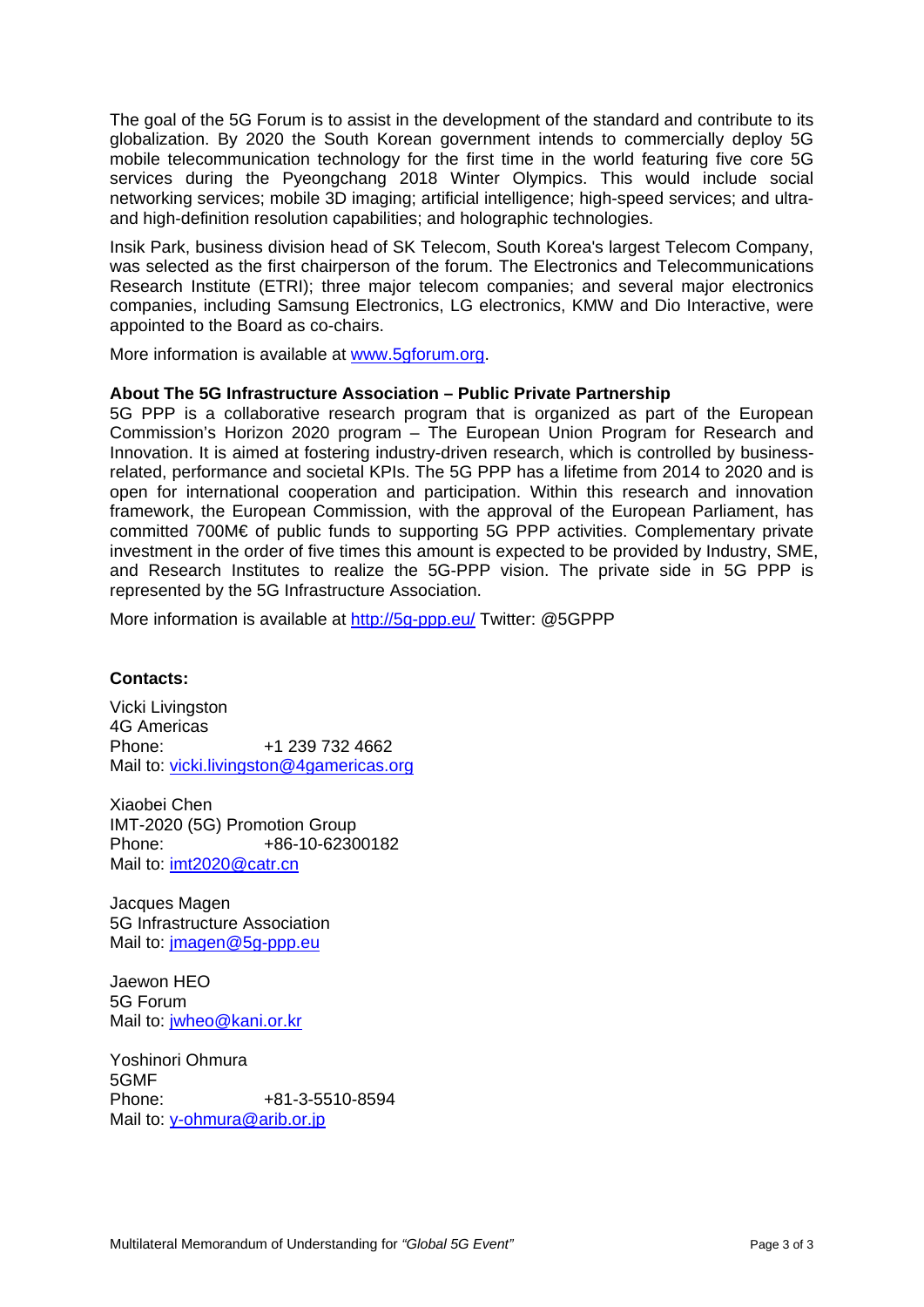The goal of the 5G Forum is to assist in the development of the standard and contribute to its globalization. By 2020 the South Korean government intends to commercially deploy 5G mobile telecommunication technology for the first time in the world featuring five core 5G services during the Pyeongchang 2018 Winter Olympics. This would include social networking services; mobile 3D imaging; artificial intelligence; high-speed services; and ultra- and high-definition resolution capabilities; and holographic technologies.

Insik Park, business division head of SK Telecom, South Korea's largest Telecom Company, was selected as the first chairperson of the forum. The Electronics and Telecommunications Research Institute (ETRI); three major telecom companies; and several major electronics companies, including Samsung Electronics, LG electronics, KMW and Dio Interactive, were appointed to the Board as co-chairs.

More information is available at [www.5gforum.org](http://www.5gforum.org).

**About The 5G Infrastructure Association – Public Private Partnership**

5G PPP is a collaborative research program that is organized as part of the European Commission's Horizon 2020 program – The European Union Program for Research and Innovation. It is aimed at fostering industry-driven research, which is controlled by business-related, performance and societal KPIs. The 5G PPP has a lifetime from 2014 to 2020 and is open for international cooperation and participation. Within this research and innovation framework, the European Commission, with the approval of the European Parliament, has committed 700M€ of public funds to supporting 5G PPP activities. Complementary private investment in the order of five times this amount is expected to be provided by Industry, SME, and Research Institutes to realize the 5G-PPP vision. The private side in 5G PPP is represented by the 5G Infrastructure Association.

More information is available at [http://5g-ppp.eu/](http://5g-ppp.eu/) Twitter: @5GPPP

**Contacts:**

Vicki Livingston
4G Americas
Phone: +1 239 732 4662
Mail to: [vicki.livingston@4gamericas.org](mailto:vicki.livingston@4gamericas.org)

Xiaobei Chen
IMT-2020 (5G) Promotion Group
Phone: +86-10-62300182
Mail to: [imt2020@catr.cn](mailto:imt2020@catr.cn)

Jacques Magen
5G Infrastructure Association
Mail to: [jmagen@5g-ppp.eu](mailto:jmagen@5g-ppp.eu)

Jaewon HEO
5G Forum
Mail to: [jwheo@kani.or.kr](mailto:jwheo@kani.or.kr)

Yoshinori Ohmura
5GMF
Phone: +81-3-5510-8594
Mail to: [y-ohmura@arib.or.jp](mailto:y-ohmura@arib.or.jp)